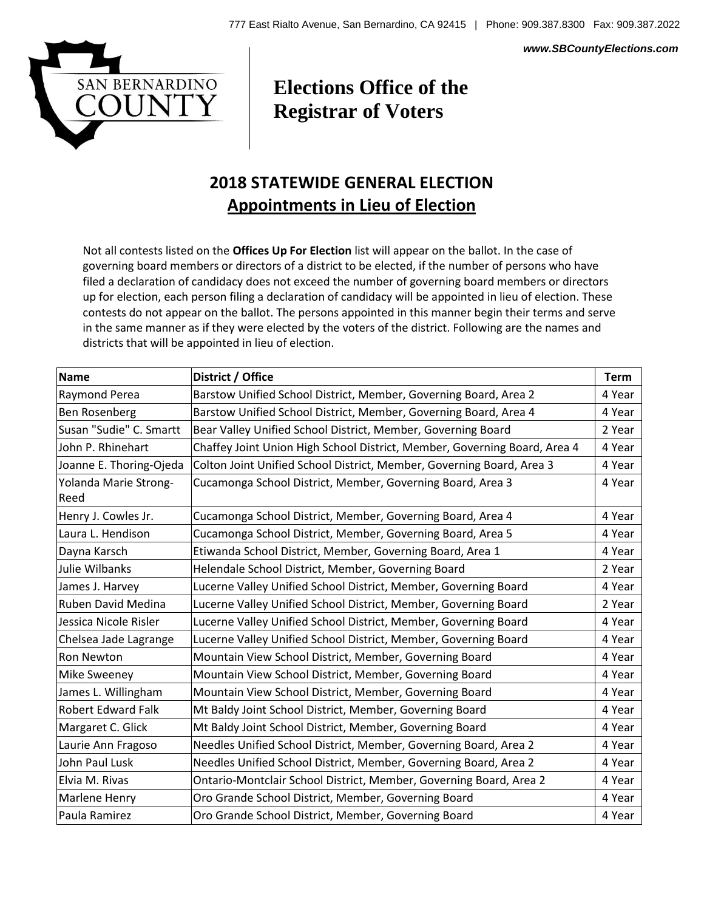777 East Rialto Avenue, San Bernardino, CA 92415 | Phone: 909.387.8300 Fax: 909.387.2022

*www.SBCountyElections.com*

SAN BERNARDINO COUNTY

# Elections Office of the Registrar of Voters

## 2018 STATEWIDE GENERAL ELECTION
## Appointments in Lieu of Election

Not all contests listed on the **Offices Up For Election** list will appear on the ballot. In the case of governing board members or directors of a district to be elected, if the number of persons who have filed a declaration of candidacy does not exceed the number of governing board members or directors up for election, each person filing a declaration of candidacy will be appointed in lieu of election. These contests do not appear on the ballot. The persons appointed in this manner begin their terms and serve in the same manner as if they were elected by the voters of the district. Following are the names and districts that will be appointed in lieu of election.

| Name | District / Office | Term |
|---|---|---|
| Raymond Perea | Barstow Unified School District, Member, Governing Board, Area 2 | 4 Year |
| Ben Rosenberg | Barstow Unified School District, Member, Governing Board, Area 4 | 4 Year |
| Susan "Sudie" C. Smartt | Bear Valley Unified School District, Member, Governing Board | 2 Year |
| John P. Rhinehart | Chaffey Joint Union High School District, Member, Governing Board, Area 4 | 4 Year |
| Joanne E. Thoring-Ojeda | Colton Joint Unified School District, Member, Governing Board, Area 3 | 4 Year |
| Yolanda Marie Strong-Reed | Cucamonga School District, Member, Governing Board, Area 3 | 4 Year |
| Henry J. Cowles Jr. | Cucamonga School District, Member, Governing Board, Area 4 | 4 Year |
| Laura L. Hendison | Cucamonga School District, Member, Governing Board, Area 5 | 4 Year |
| Dayna Karsch | Etiwanda School District, Member, Governing Board, Area 1 | 4 Year |
| Julie Wilbanks | Helendale School District, Member, Governing Board | 2 Year |
| James J. Harvey | Lucerne Valley Unified School District, Member, Governing Board | 4 Year |
| Ruben David Medina | Lucerne Valley Unified School District, Member, Governing Board | 2 Year |
| Jessica Nicole Risler | Lucerne Valley Unified School District, Member, Governing Board | 4 Year |
| Chelsea Jade Lagrange | Lucerne Valley Unified School District, Member, Governing Board | 4 Year |
| Ron Newton | Mountain View School District, Member, Governing Board | 4 Year |
| Mike Sweeney | Mountain View School District, Member, Governing Board | 4 Year |
| James L. Willingham | Mountain View School District, Member, Governing Board | 4 Year |
| Robert Edward Falk | Mt Baldy Joint School District, Member, Governing Board | 4 Year |
| Margaret C. Glick | Mt Baldy Joint School District, Member, Governing Board | 4 Year |
| Laurie Ann Fragoso | Needles Unified School District, Member, Governing Board, Area 2 | 4 Year |
| John Paul Lusk | Needles Unified School District, Member, Governing Board, Area 2 | 4 Year |
| Elvia M. Rivas | Ontario-Montclair School District, Member, Governing Board, Area 2 | 4 Year |
| Marlene Henry | Oro Grande School District, Member, Governing Board | 4 Year |
| Paula Ramirez | Oro Grande School District, Member, Governing Board | 4 Year |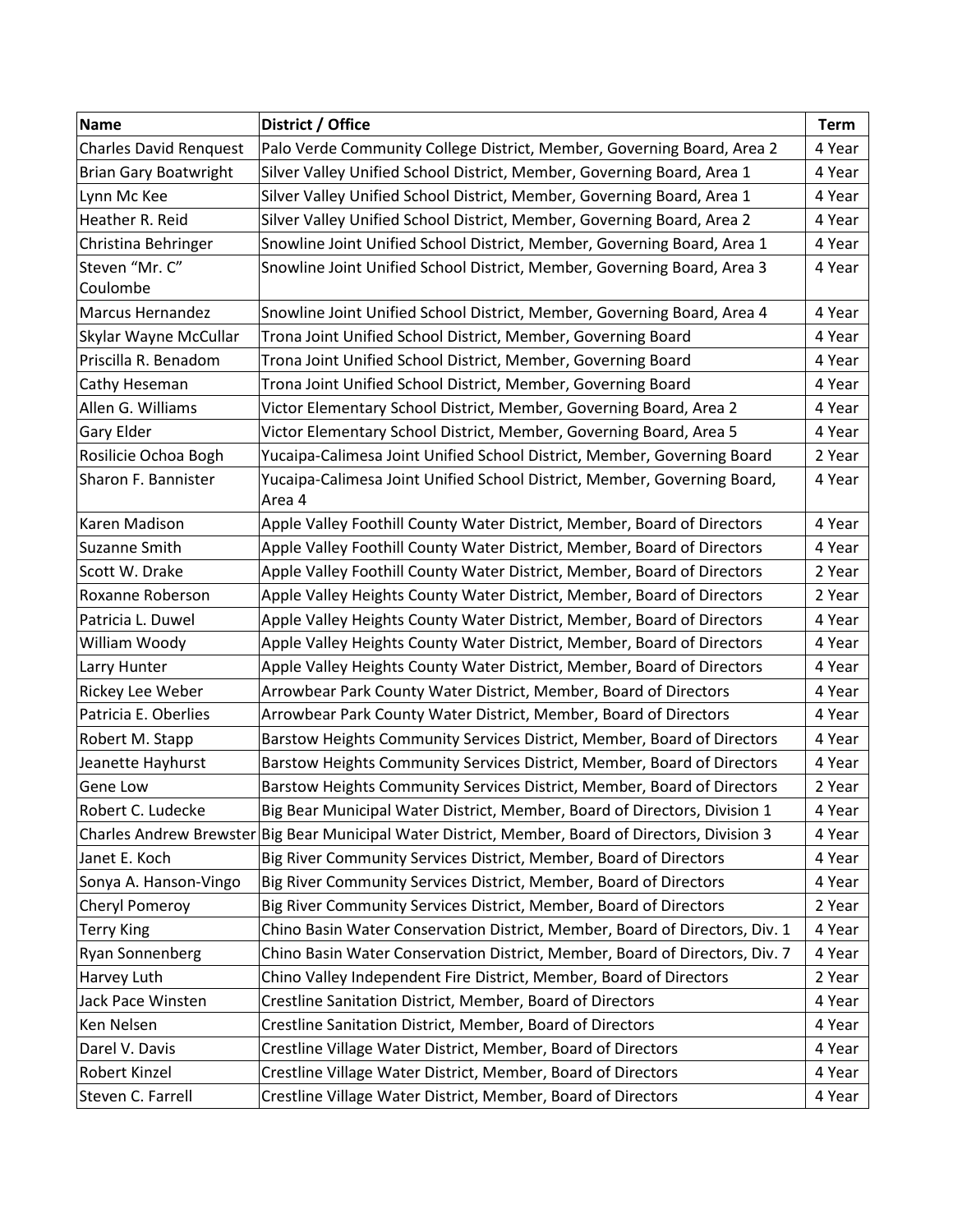| Name | District / Office | Term |
|---|---|---|
| Charles David Renquest | Palo Verde Community College District, Member, Governing Board, Area 2 | 4 Year |
| Brian Gary Boatwright | Silver Valley Unified School District, Member, Governing Board, Area 1 | 4 Year |
| Lynn Mc Kee | Silver Valley Unified School District, Member, Governing Board, Area 1 | 4 Year |
| Heather R. Reid | Silver Valley Unified School District, Member, Governing Board, Area 2 | 4 Year |
| Christina Behringer | Snowline Joint Unified School District, Member, Governing Board, Area 1 | 4 Year |
| Steven “Mr. C” Coulombe | Snowline Joint Unified School District, Member, Governing Board, Area 3 | 4 Year |
| Marcus Hernandez | Snowline Joint Unified School District, Member, Governing Board, Area 4 | 4 Year |
| Skylar Wayne McCullar | Trona Joint Unified School District, Member, Governing Board | 4 Year |
| Priscilla R. Benadom | Trona Joint Unified School District, Member, Governing Board | 4 Year |
| Cathy Heseman | Trona Joint Unified School District, Member, Governing Board | 4 Year |
| Allen G. Williams | Victor Elementary School District, Member, Governing Board, Area 2 | 4 Year |
| Gary Elder | Victor Elementary School District, Member, Governing Board, Area 5 | 4 Year |
| Rosilicie Ochoa Bogh | Yucaipa-Calimesa Joint Unified School District, Member, Governing Board | 2 Year |
| Sharon F. Bannister | Yucaipa-Calimesa Joint Unified School District, Member, Governing Board, Area 4 | 4 Year |
| Karen Madison | Apple Valley Foothill County Water District, Member, Board of Directors | 4 Year |
| Suzanne Smith | Apple Valley Foothill County Water District, Member, Board of Directors | 4 Year |
| Scott W. Drake | Apple Valley Foothill County Water District, Member, Board of Directors | 2 Year |
| Roxanne Roberson | Apple Valley Heights County Water District, Member, Board of Directors | 2 Year |
| Patricia L. Duwel | Apple Valley Heights County Water District, Member, Board of Directors | 4 Year |
| William Woody | Apple Valley Heights County Water District, Member, Board of Directors | 4 Year |
| Larry Hunter | Apple Valley Heights County Water District, Member, Board of Directors | 4 Year |
| Rickey Lee Weber | Arrowbear Park County Water District, Member, Board of Directors | 4 Year |
| Patricia E. Oberlies | Arrowbear Park County Water District, Member, Board of Directors | 4 Year |
| Robert M. Stapp | Barstow Heights Community Services District, Member, Board of Directors | 4 Year |
| Jeanette Hayhurst | Barstow Heights Community Services District, Member, Board of Directors | 4 Year |
| Gene Low | Barstow Heights Community Services District, Member, Board of Directors | 2 Year |
| Robert C. Ludecke | Big Bear Municipal Water District, Member, Board of Directors, Division 1 | 4 Year |
| Charles Andrew Brewster | Big Bear Municipal Water District, Member, Board of Directors, Division 3 | 4 Year |
| Janet E. Koch | Big River Community Services District, Member, Board of Directors | 4 Year |
| Sonya A. Hanson-Vingo | Big River Community Services District, Member, Board of Directors | 4 Year |
| Cheryl Pomeroy | Big River Community Services District, Member, Board of Directors | 2 Year |
| Terry King | Chino Basin Water Conservation District, Member, Board of Directors, Div. 1 | 4 Year |
| Ryan Sonnenberg | Chino Basin Water Conservation District, Member, Board of Directors, Div. 7 | 4 Year |
| Harvey Luth | Chino Valley Independent Fire District, Member, Board of Directors | 2 Year |
| Jack Pace Winsten | Crestline Sanitation District, Member, Board of Directors | 4 Year |
| Ken Nelsen | Crestline Sanitation District, Member, Board of Directors | 4 Year |
| Darel V. Davis | Crestline Village Water District, Member, Board of Directors | 4 Year |
| Robert Kinzel | Crestline Village Water District, Member, Board of Directors | 4 Year |
| Steven C. Farrell | Crestline Village Water District, Member, Board of Directors | 4 Year |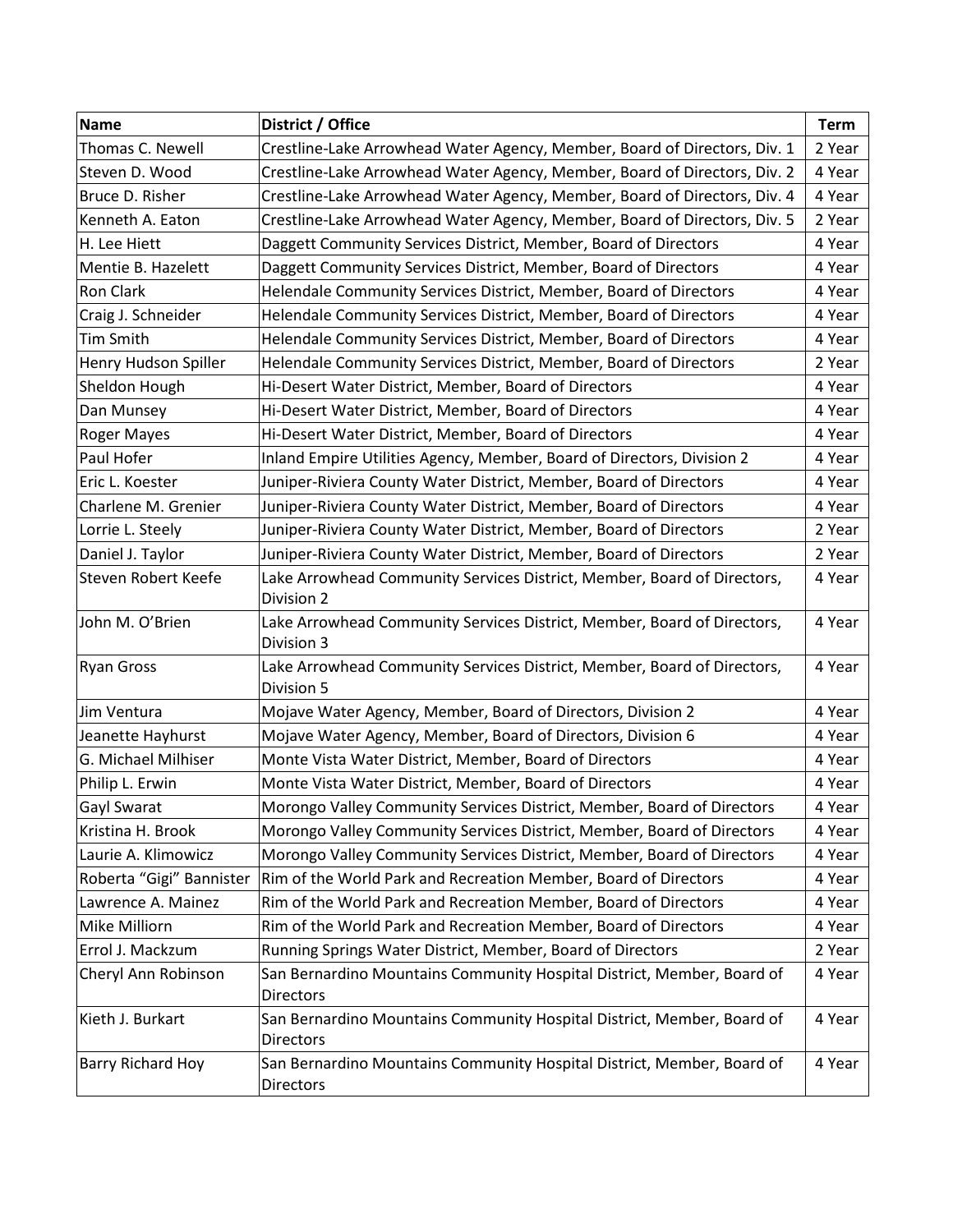| Name | District / Office | Term |
|---|---|---|
| Thomas C. Newell | Crestline-Lake Arrowhead Water Agency, Member, Board of Directors, Div. 1 | 2 Year |
| Steven D. Wood | Crestline-Lake Arrowhead Water Agency, Member, Board of Directors, Div. 2 | 4 Year |
| Bruce D. Risher | Crestline-Lake Arrowhead Water Agency, Member, Board of Directors, Div. 4 | 4 Year |
| Kenneth A. Eaton | Crestline-Lake Arrowhead Water Agency, Member, Board of Directors, Div. 5 | 2 Year |
| H. Lee Hiett | Daggett Community Services District, Member, Board of Directors | 4 Year |
| Mentie B. Hazelett | Daggett Community Services District, Member, Board of Directors | 4 Year |
| Ron Clark | Helendale Community Services District, Member, Board of Directors | 4 Year |
| Craig J. Schneider | Helendale Community Services District, Member, Board of Directors | 4 Year |
| Tim Smith | Helendale Community Services District, Member, Board of Directors | 4 Year |
| Henry Hudson Spiller | Helendale Community Services District, Member, Board of Directors | 2 Year |
| Sheldon Hough | Hi-Desert Water District, Member, Board of Directors | 4 Year |
| Dan Munsey | Hi-Desert Water District, Member, Board of Directors | 4 Year |
| Roger Mayes | Hi-Desert Water District, Member, Board of Directors | 4 Year |
| Paul Hofer | Inland Empire Utilities Agency, Member, Board of Directors, Division 2 | 4 Year |
| Eric L. Koester | Juniper-Riviera County Water District, Member, Board of Directors | 4 Year |
| Charlene M. Grenier | Juniper-Riviera County Water District, Member, Board of Directors | 4 Year |
| Lorrie L. Steely | Juniper-Riviera County Water District, Member, Board of Directors | 2 Year |
| Daniel J. Taylor | Juniper-Riviera County Water District, Member, Board of Directors | 2 Year |
| Steven Robert Keefe | Lake Arrowhead Community Services District, Member, Board of Directors, Division 2 | 4 Year |
| John M. O'Brien | Lake Arrowhead Community Services District, Member, Board of Directors, Division 3 | 4 Year |
| Ryan Gross | Lake Arrowhead Community Services District, Member, Board of Directors, Division 5 | 4 Year |
| Jim Ventura | Mojave Water Agency, Member, Board of Directors, Division 2 | 4 Year |
| Jeanette Hayhurst | Mojave Water Agency, Member, Board of Directors, Division 6 | 4 Year |
| G. Michael Milhiser | Monte Vista Water District, Member, Board of Directors | 4 Year |
| Philip L. Erwin | Monte Vista Water District, Member, Board of Directors | 4 Year |
| Gayl Swarat | Morongo Valley Community Services District, Member, Board of Directors | 4 Year |
| Kristina H. Brook | Morongo Valley Community Services District, Member, Board of Directors | 4 Year |
| Laurie A. Klimowicz | Morongo Valley Community Services District, Member, Board of Directors | 4 Year |
| Roberta "Gigi" Bannister | Rim of the World Park and Recreation Member, Board of Directors | 4 Year |
| Lawrence A. Mainez | Rim of the World Park and Recreation Member, Board of Directors | 4 Year |
| Mike Milliorn | Rim of the World Park and Recreation Member, Board of Directors | 4 Year |
| Errol J. Mackzum | Running Springs Water District, Member, Board of Directors | 2 Year |
| Cheryl Ann Robinson | San Bernardino Mountains Community Hospital District, Member, Board of Directors | 4 Year |
| Kieth J. Burkart | San Bernardino Mountains Community Hospital District, Member, Board of Directors | 4 Year |
| Barry Richard Hoy | San Bernardino Mountains Community Hospital District, Member, Board of Directors | 4 Year |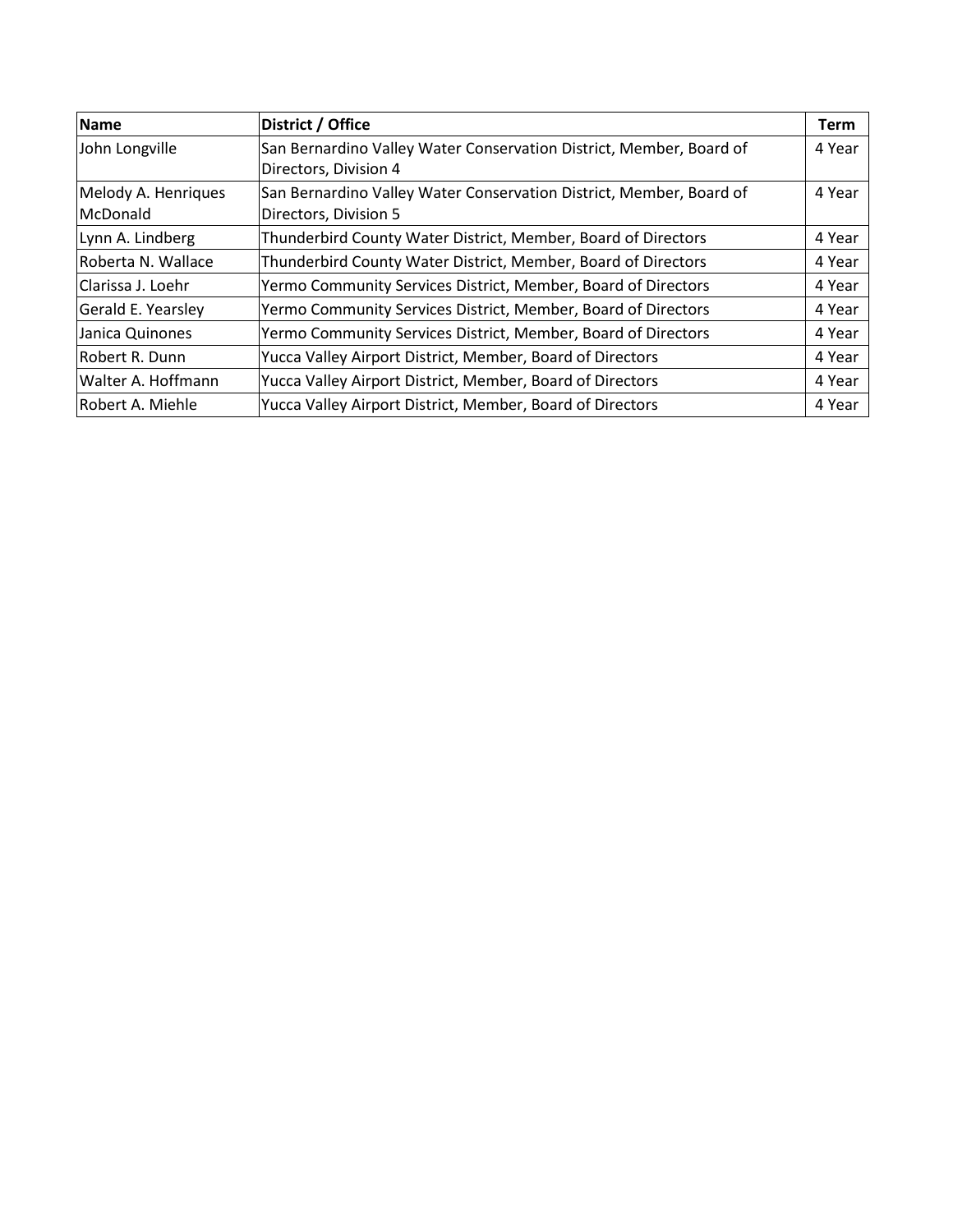| Name | District / Office | Term |
| --- | --- | --- |
| John Longville | San Bernardino Valley Water Conservation District, Member, Board of Directors, Division 4 | 4 Year |
| Melody A. Henriques McDonald | San Bernardino Valley Water Conservation District, Member, Board of Directors, Division 5 | 4 Year |
| Lynn A. Lindberg | Thunderbird County Water District, Member, Board of Directors | 4 Year |
| Roberta N. Wallace | Thunderbird County Water District, Member, Board of Directors | 4 Year |
| Clarissa J. Loehr | Yermo Community Services District, Member, Board of Directors | 4 Year |
| Gerald E. Yearsley | Yermo Community Services District, Member, Board of Directors | 4 Year |
| Janica Quinones | Yermo Community Services District, Member, Board of Directors | 4 Year |
| Robert R. Dunn | Yucca Valley Airport District, Member, Board of Directors | 4 Year |
| Walter A. Hoffmann | Yucca Valley Airport District, Member, Board of Directors | 4 Year |
| Robert A. Miehle | Yucca Valley Airport District, Member, Board of Directors | 4 Year |